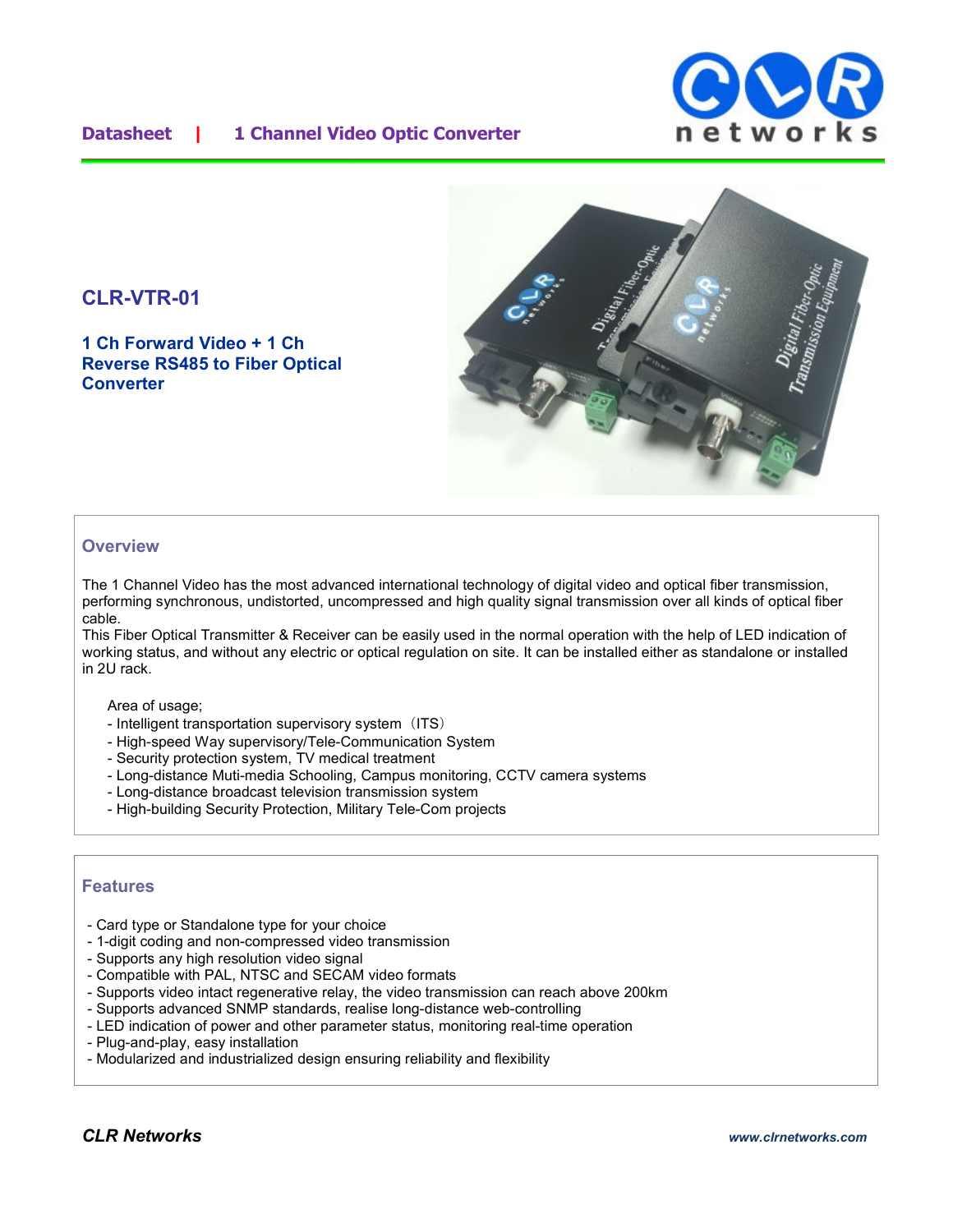Datasheet | 1 Channel Video Optic Converter

# CLR-VTR-01

## 1 Ch Forward Video + 1 Ch Reverse RS485 to Fiber Optical Converter

## Overview

The 1 Channel Video has the most advanced international technology of digital video and optical fiber transmission, performing synchronous, undistorted, uncompressed and high quality signal transmission over all kinds of optical fiber cable.
This Fiber Optical Transmitter & Receiver can be easily used in the normal operation with the help of LED indication of working status, and without any electric or optical regulation on site. It can be installed either as standalone or installed in 2U rack.

Area of usage;
- Intelligent transportation supervisory system（ITS）
- High-speed Way supervisory/Tele-Communication System
- Security protection system, TV medical treatment
- Long-distance Muti-media Schooling, Campus monitoring, CCTV camera systems
- Long-distance broadcast television transmission system
- High-building Security Protection, Military Tele-Com projects

## Features

- Card type or Standalone type for your choice
- 1-digit coding and non-compressed video transmission
- Supports any high resolution video signal
- Compatible with PAL, NTSC and SECAM video formats
- Supports video intact regenerative relay, the video transmission can reach above 200km
- Supports advanced SNMP standards, realise long-distance web-controlling
- LED indication of power and other parameter status, monitoring real-time operation
- Plug-and-play, easy installation
- Modularized and industrialized design ensuring reliability and flexibility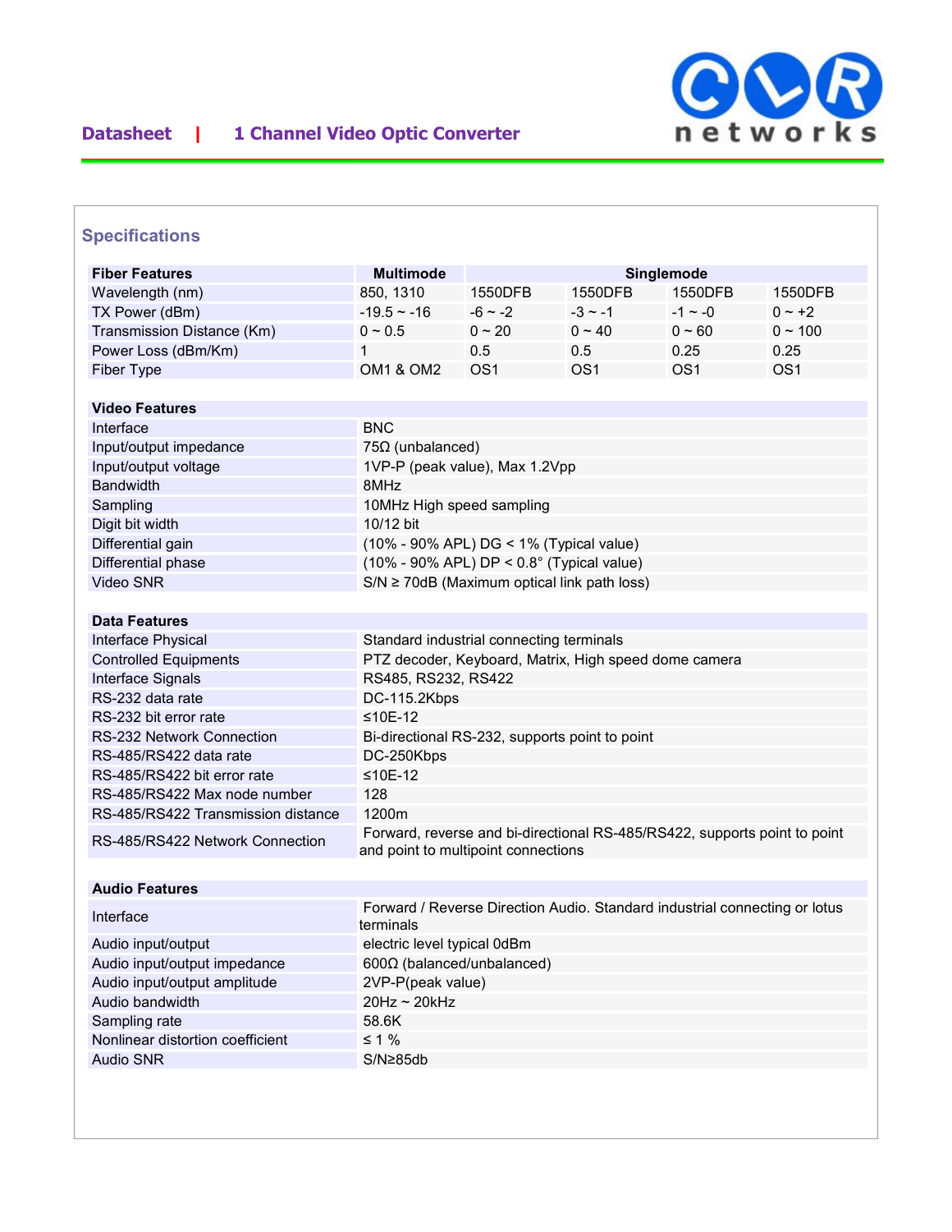## Specifications

| Fiber Features | Multimode | Singlemode | | | |
|---|---|---|---|---|---|
| Wavelength (nm) | 850, 1310 | 1550DFB | 1550DFB | 1550DFB | 1550DFB |
| TX Power (dBm) | -19.5 ~ -16 | -6 ~ -2 | -3 ~ -1 | -1 ~ -0 | 0 ~ +2 |
| Transmission Distance (Km) | 0 ~ 0.5 | 0 ~ 20 | 0 ~ 40 | 0 ~ 60 | 0 ~ 100 |
| Power Loss (dBm/Km) | 1 | 0.5 | 0.5 | 0.25 | 0.25 |
| Fiber Type | OM1 & OM2 | OS1 | OS1 | OS1 | OS1 |

| Video Features | |
|---|---|
| Interface | BNC |
| Input/output impedance | 75Ω (unbalanced) |
| Input/output voltage | 1VP-P (peak value), Max 1.2Vpp |
| Bandwidth | 8MHz |
| Sampling | 10MHz High speed sampling |
| Digit bit width | 10/12 bit |
| Differential gain | (10% - 90% APL) DG < 1% (Typical value) |
| Differential phase | (10% - 90% APL) DP < 0.8° (Typical value) |
| Video SNR | S/N ≥ 70dB (Maximum optical link path loss) |

| Data Features | |
|---|---|
| Interface Physical | Standard industrial connecting terminals |
| Controlled Equipments | PTZ decoder, Keyboard, Matrix, High speed dome camera |
| Interface Signals | RS485, RS232, RS422 |
| RS-232 data rate | DC-115.2Kbps |
| RS-232 bit error rate | ≤10E-12 |
| RS-232 Network Connection | Bi-directional RS-232, supports point to point |
| RS-485/RS422 data rate | DC-250Kbps |
| RS-485/RS422 bit error rate | ≤10E-12 |
| RS-485/RS422 Max node number | 128 |
| RS-485/RS422 Transmission distance | 1200m |
| RS-485/RS422 Network Connection | Forward, reverse and bi-directional RS-485/RS422, supports point to point and point to multipoint connections |

| Audio Features | |
|---|---|
| Interface | Forward / Reverse Direction Audio. Standard industrial connecting or lotus terminals |
| Audio input/output | electric level typical 0dBm |
| Audio input/output impedance | 600Ω (balanced/unbalanced) |
| Audio input/output amplitude | 2VP-P(peak value) |
| Audio bandwidth | 20Hz ~ 20kHz |
| Sampling rate | 58.6K |
| Nonlinear distortion coefficient | ≤ 1 % |
| Audio SNR | S/N≥85db |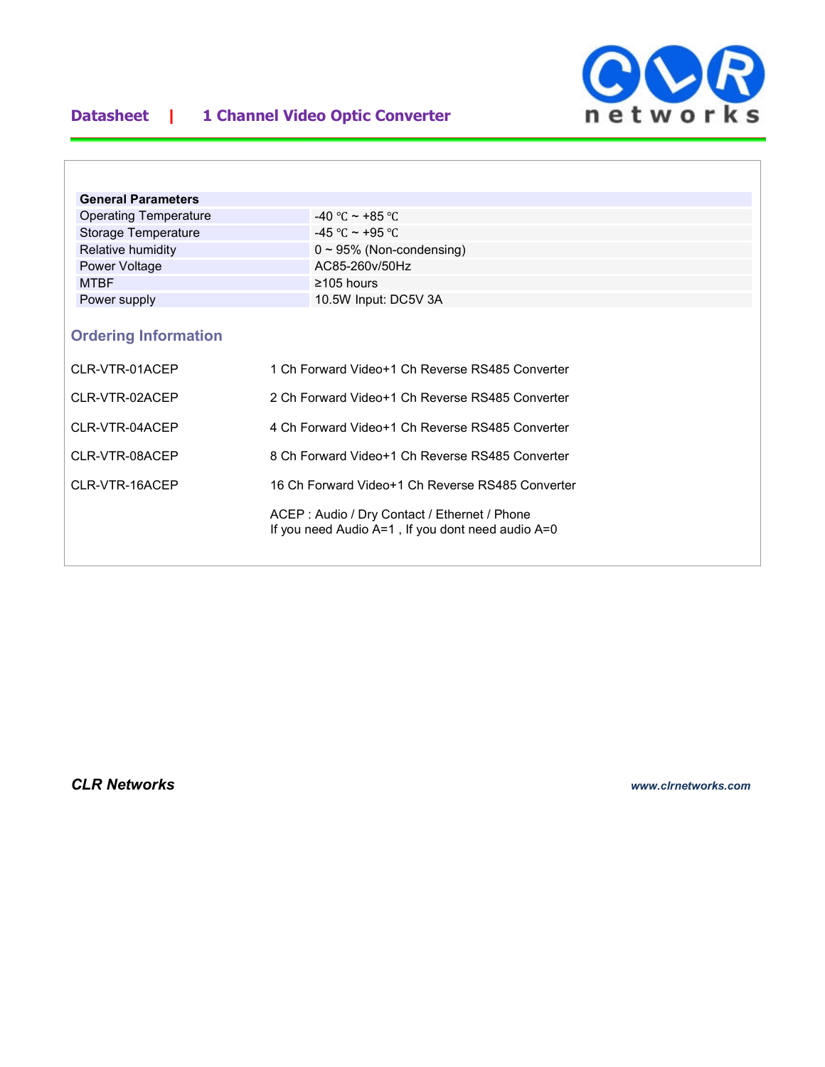| General Parameters | |
| --- | --- |
| Operating Temperature | -40 ℃ ~ +85 ℃ |
| Storage Temperature | -45 ℃ ~ +95 ℃ |
| Relative humidity | 0 ~ 95% (Non-condensing) |
| Power Voltage | AC85-260v/50Hz |
| MTBF | ≥105 hours |
| Power supply | 10.5W Input: DC5V 3A |

## Ordering Information

| | |
| --- | --- |
| CLR-VTR-01ACEP | 1 Ch Forward Video+1 Ch Reverse RS485 Converter |
| CLR-VTR-02ACEP | 2 Ch Forward Video+1 Ch Reverse RS485 Converter |
| CLR-VTR-04ACEP | 4 Ch Forward Video+1 Ch Reverse RS485 Converter |
| CLR-VTR-08ACEP | 8 Ch Forward Video+1 Ch Reverse RS485 Converter |
| CLR-VTR-16ACEP | 16 Ch Forward Video+1 Ch Reverse RS485 Converter |
| | ACEP : Audio / Dry Contact / Ethernet / Phone<br>If you need Audio A=1 , If you dont need audio A=0 |